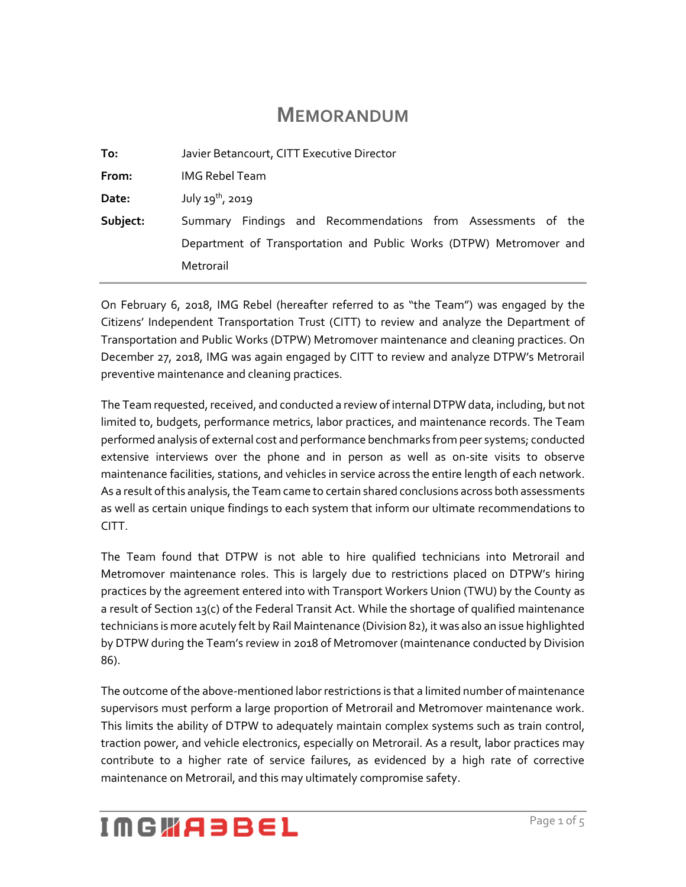# MEMORANDUM

**To:** Javier Betancourt, CITT Executive Director

**From:** IMG Rebel Team

**Date:** July 19th, 2019

**Subject:** Summary Findings and Recommendations from Assessments of the Department of Transportation and Public Works (DTPW) Metromover and Metrorail

---

On February 6, 2018, IMG Rebel (hereafter referred to as "the Team") was engaged by the Citizens' Independent Transportation Trust (CITT) to review and analyze the Department of Transportation and Public Works (DTPW) Metromover maintenance and cleaning practices. On December 27, 2018, IMG was again engaged by CITT to review and analyze DTPW's Metrorail preventive maintenance and cleaning practices.

The Team requested, received, and conducted a review of internal DTPW data, including, but not limited to, budgets, performance metrics, labor practices, and maintenance records. The Team performed analysis of external cost and performance benchmarks from peer systems; conducted extensive interviews over the phone and in person as well as on-site visits to observe maintenance facilities, stations, and vehicles in service across the entire length of each network. As a result of this analysis, the Team came to certain shared conclusions across both assessments as well as certain unique findings to each system that inform our ultimate recommendations to CITT.

The Team found that DTPW is not able to hire qualified technicians into Metrorail and Metromover maintenance roles. This is largely due to restrictions placed on DTPW's hiring practices by the agreement entered into with Transport Workers Union (TWU) by the County as a result of Section 13(c) of the Federal Transit Act. While the shortage of qualified maintenance technicians is more acutely felt by Rail Maintenance (Division 82), it was also an issue highlighted by DTPW during the Team's review in 2018 of Metromover (maintenance conducted by Division 86).

The outcome of the above-mentioned labor restrictions is that a limited number of maintenance supervisors must perform a large proportion of Metrorail and Metromover maintenance work. This limits the ability of DTPW to adequately maintain complex systems such as train control, traction power, and vehicle electronics, especially on Metrorail. As a result, labor practices may contribute to a higher rate of service failures, as evidenced by a high rate of corrective maintenance on Metrorail, and this may ultimately compromise safety.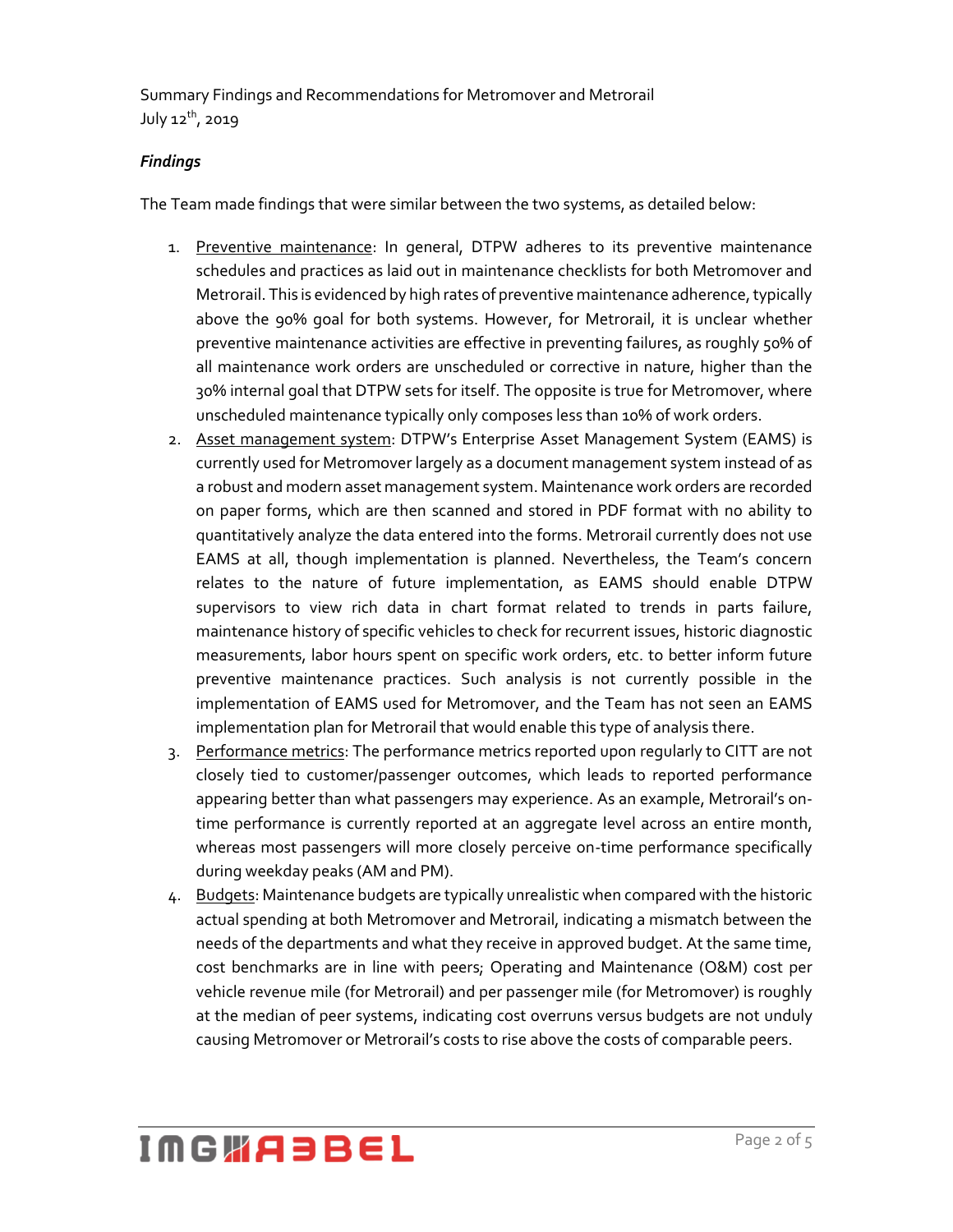Summary Findings and Recommendations for Metromover and Metrorail
July 12th, 2019

***Findings***

The Team made findings that were similar between the two systems, as detailed below:

1. Preventive maintenance: In general, DTPW adheres to its preventive maintenance schedules and practices as laid out in maintenance checklists for both Metromover and Metrorail. This is evidenced by high rates of preventive maintenance adherence, typically above the 90% goal for both systems. However, for Metrorail, it is unclear whether preventive maintenance activities are effective in preventing failures, as roughly 50% of all maintenance work orders are unscheduled or corrective in nature, higher than the 30% internal goal that DTPW sets for itself. The opposite is true for Metromover, where unscheduled maintenance typically only composes less than 10% of work orders.
2. Asset management system: DTPW's Enterprise Asset Management System (EAMS) is currently used for Metromover largely as a document management system instead of as a robust and modern asset management system. Maintenance work orders are recorded on paper forms, which are then scanned and stored in PDF format with no ability to quantitatively analyze the data entered into the forms. Metrorail currently does not use EAMS at all, though implementation is planned. Nevertheless, the Team's concern relates to the nature of future implementation, as EAMS should enable DTPW supervisors to view rich data in chart format related to trends in parts failure, maintenance history of specific vehicles to check for recurrent issues, historic diagnostic measurements, labor hours spent on specific work orders, etc. to better inform future preventive maintenance practices. Such analysis is not currently possible in the implementation of EAMS used for Metromover, and the Team has not seen an EAMS implementation plan for Metrorail that would enable this type of analysis there.
3. Performance metrics: The performance metrics reported upon regularly to CITT are not closely tied to customer/passenger outcomes, which leads to reported performance appearing better than what passengers may experience. As an example, Metrorail's on-time performance is currently reported at an aggregate level across an entire month, whereas most passengers will more closely perceive on-time performance specifically during weekday peaks (AM and PM).
4. Budgets: Maintenance budgets are typically unrealistic when compared with the historic actual spending at both Metromover and Metrorail, indicating a mismatch between the needs of the departments and what they receive in approved budget. At the same time, cost benchmarks are in line with peers; Operating and Maintenance (O&M) cost per vehicle revenue mile (for Metrorail) and per passenger mile (for Metromover) is roughly at the median of peer systems, indicating cost overruns versus budgets are not unduly causing Metromover or Metrorail's costs to rise above the costs of comparable peers.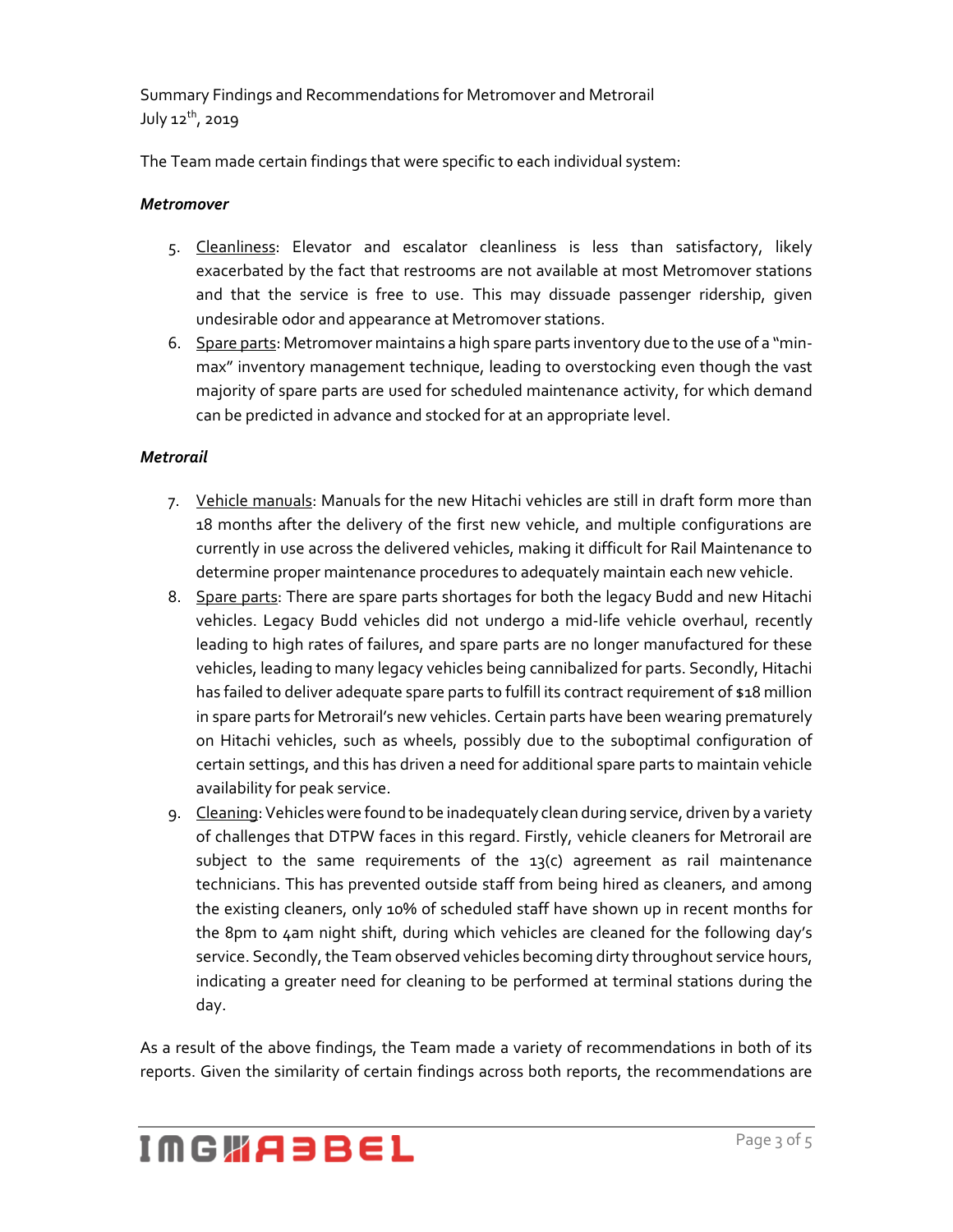Summary Findings and Recommendations for Metromover and Metrorail
July 12th, 2019

The Team made certain findings that were specific to each individual system:

***Metromover***

5. <u>Cleanliness</u>: Elevator and escalator cleanliness is less than satisfactory, likely exacerbated by the fact that restrooms are not available at most Metromover stations and that the service is free to use. This may dissuade passenger ridership, given undesirable odor and appearance at Metromover stations.
6. <u>Spare parts</u>: Metromover maintains a high spare parts inventory due to the use of a "min-max" inventory management technique, leading to overstocking even though the vast majority of spare parts are used for scheduled maintenance activity, for which demand can be predicted in advance and stocked for at an appropriate level.

***Metrorail***

7. <u>Vehicle manuals</u>: Manuals for the new Hitachi vehicles are still in draft form more than 18 months after the delivery of the first new vehicle, and multiple configurations are currently in use across the delivered vehicles, making it difficult for Rail Maintenance to determine proper maintenance procedures to adequately maintain each new vehicle.
8. <u>Spare parts</u>: There are spare parts shortages for both the legacy Budd and new Hitachi vehicles. Legacy Budd vehicles did not undergo a mid-life vehicle overhaul, recently leading to high rates of failures, and spare parts are no longer manufactured for these vehicles, leading to many legacy vehicles being cannibalized for parts. Secondly, Hitachi has failed to deliver adequate spare parts to fulfill its contract requirement of $18 million in spare parts for Metrorail's new vehicles. Certain parts have been wearing prematurely on Hitachi vehicles, such as wheels, possibly due to the suboptimal configuration of certain settings, and this has driven a need for additional spare parts to maintain vehicle availability for peak service.
9. <u>Cleaning</u>: Vehicles were found to be inadequately clean during service, driven by a variety of challenges that DTPW faces in this regard. Firstly, vehicle cleaners for Metrorail are subject to the same requirements of the 13(c) agreement as rail maintenance technicians. This has prevented outside staff from being hired as cleaners, and among the existing cleaners, only 10% of scheduled staff have shown up in recent months for the 8pm to 4am night shift, during which vehicles are cleaned for the following day's service. Secondly, the Team observed vehicles becoming dirty throughout service hours, indicating a greater need for cleaning to be performed at terminal stations during the day.

As a result of the above findings, the Team made a variety of recommendations in both of its reports. Given the similarity of certain findings across both reports, the recommendations are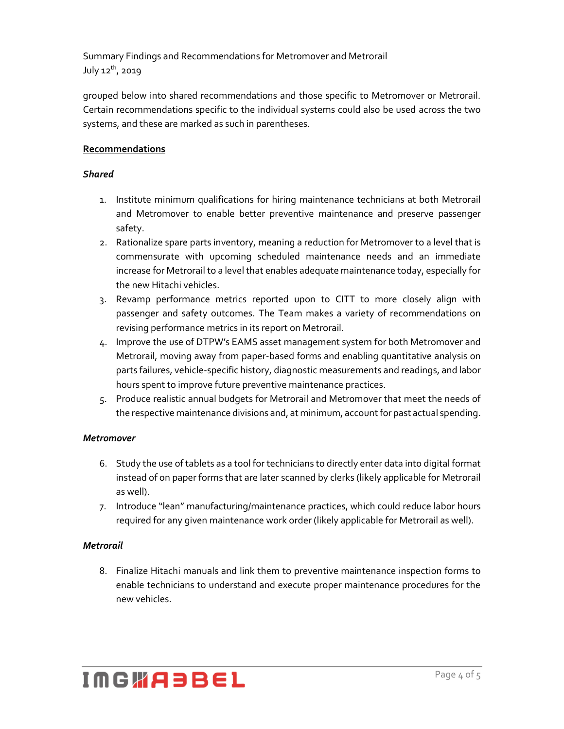grouped below into shared recommendations and those specific to Metromover or Metrorail. Certain recommendations specific to the individual systems could also be used across the two systems, and these are marked as such in parentheses.

**Recommendations**

***Shared***

1. Institute minimum qualifications for hiring maintenance technicians at both Metrorail and Metromover to enable better preventive maintenance and preserve passenger safety.
2. Rationalize spare parts inventory, meaning a reduction for Metromover to a level that is commensurate with upcoming scheduled maintenance needs and an immediate increase for Metrorail to a level that enables adequate maintenance today, especially for the new Hitachi vehicles.
3. Revamp performance metrics reported upon to CITT to more closely align with passenger and safety outcomes. The Team makes a variety of recommendations on revising performance metrics in its report on Metrorail.
4. Improve the use of DTPW's EAMS asset management system for both Metromover and Metrorail, moving away from paper-based forms and enabling quantitative analysis on parts failures, vehicle-specific history, diagnostic measurements and readings, and labor hours spent to improve future preventive maintenance practices.
5. Produce realistic annual budgets for Metrorail and Metromover that meet the needs of the respective maintenance divisions and, at minimum, account for past actual spending.

***Metromover***

6. Study the use of tablets as a tool for technicians to directly enter data into digital format instead of on paper forms that are later scanned by clerks (likely applicable for Metrorail as well).
7. Introduce "lean" manufacturing/maintenance practices, which could reduce labor hours required for any given maintenance work order (likely applicable for Metrorail as well).

***Metrorail***

8. Finalize Hitachi manuals and link them to preventive maintenance inspection forms to enable technicians to understand and execute proper maintenance procedures for the new vehicles.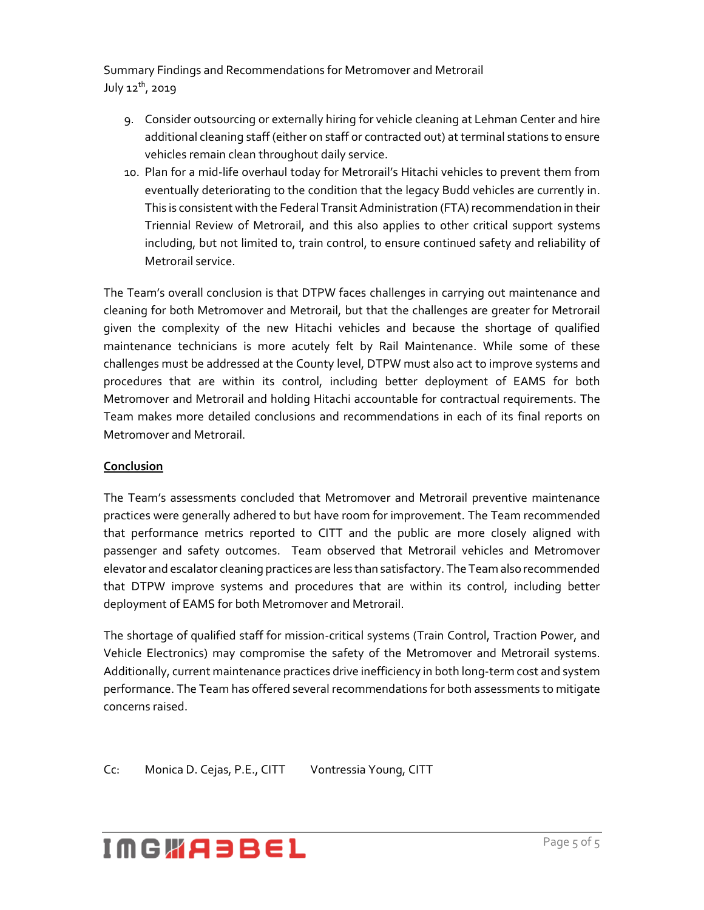9. Consider outsourcing or externally hiring for vehicle cleaning at Lehman Center and hire additional cleaning staff (either on staff or contracted out) at terminal stations to ensure vehicles remain clean throughout daily service.
10. Plan for a mid-life overhaul today for Metrorail's Hitachi vehicles to prevent them from eventually deteriorating to the condition that the legacy Budd vehicles are currently in. This is consistent with the Federal Transit Administration (FTA) recommendation in their Triennial Review of Metrorail, and this also applies to other critical support systems including, but not limited to, train control, to ensure continued safety and reliability of Metrorail service.

The Team's overall conclusion is that DTPW faces challenges in carrying out maintenance and cleaning for both Metromover and Metrorail, but that the challenges are greater for Metrorail given the complexity of the new Hitachi vehicles and because the shortage of qualified maintenance technicians is more acutely felt by Rail Maintenance. While some of these challenges must be addressed at the County level, DTPW must also act to improve systems and procedures that are within its control, including better deployment of EAMS for both Metromover and Metrorail and holding Hitachi accountable for contractual requirements. The Team makes more detailed conclusions and recommendations in each of its final reports on Metromover and Metrorail.

**Conclusion**

The Team's assessments concluded that Metromover and Metrorail preventive maintenance practices were generally adhered to but have room for improvement. The Team recommended that performance metrics reported to CITT and the public are more closely aligned with passenger and safety outcomes. Team observed that Metrorail vehicles and Metromover elevator and escalator cleaning practices are less than satisfactory. The Team also recommended that DTPW improve systems and procedures that are within its control, including better deployment of EAMS for both Metromover and Metrorail.

The shortage of qualified staff for mission-critical systems (Train Control, Traction Power, and Vehicle Electronics) may compromise the safety of the Metromover and Metrorail systems. Additionally, current maintenance practices drive inefficiency in both long-term cost and system performance. The Team has offered several recommendations for both assessments to mitigate concerns raised.

Cc: Monica D. Cejas, P.E., CITT  Vontressia Young, CITT